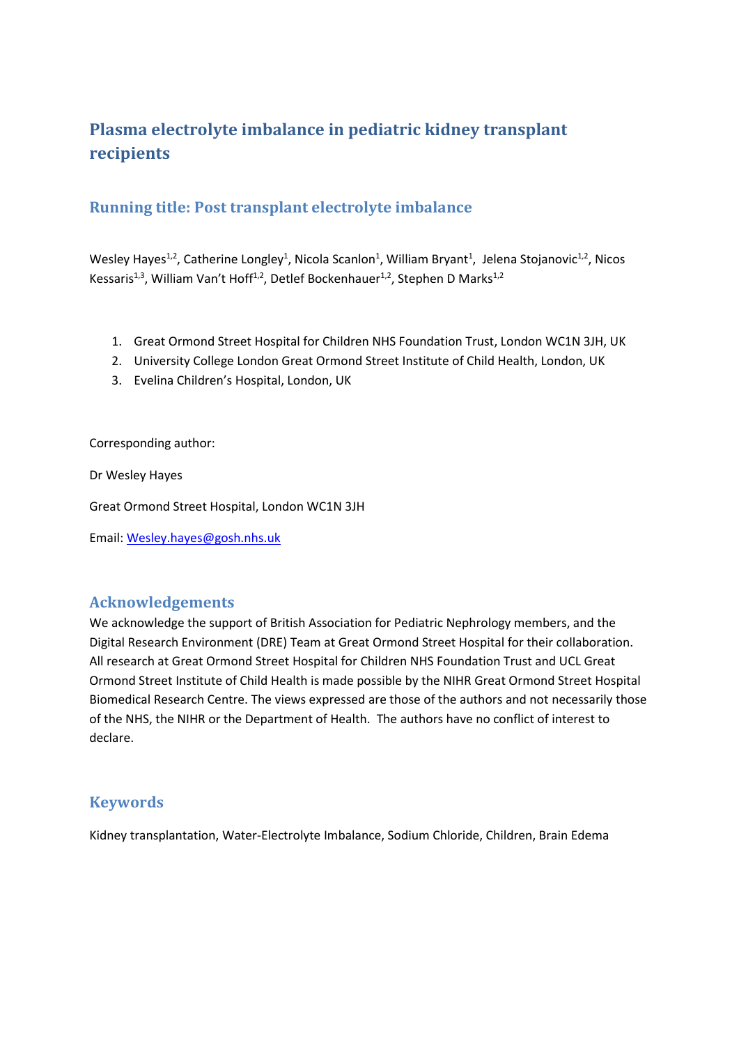# Plasma electrolyte imbalance in pediatric kidney transplant recipients

## Running title: Post transplant electrolyte imbalance

Wesley Hayes[1,2], Catherine Longley[1], Nicola Scanlon[1], William Bryant[1], Jelena Stojanovic[1,2], Nicos Kessaris[1,3], William Van't Hoff[1,2], Detlef Bockenhauer[1,2], Stephen D Marks[1,2]

1. Great Ormond Street Hospital for Children NHS Foundation Trust, London WC1N 3JH, UK
2. University College London Great Ormond Street Institute of Child Health, London, UK
3. Evelina Children's Hospital, London, UK

Corresponding author:

Dr Wesley Hayes

Great Ormond Street Hospital, London WC1N 3JH

Email: Wesley.hayes@gosh.nhs.uk

## Acknowledgements

We acknowledge the support of British Association for Pediatric Nephrology members, and the Digital Research Environment (DRE) Team at Great Ormond Street Hospital for their collaboration. All research at Great Ormond Street Hospital for Children NHS Foundation Trust and UCL Great Ormond Street Institute of Child Health is made possible by the NIHR Great Ormond Street Hospital Biomedical Research Centre. The views expressed are those of the authors and not necessarily those of the NHS, the NIHR or the Department of Health. The authors have no conflict of interest to declare.

## Keywords

Kidney transplantation, Water-Electrolyte Imbalance, Sodium Chloride, Children, Brain Edema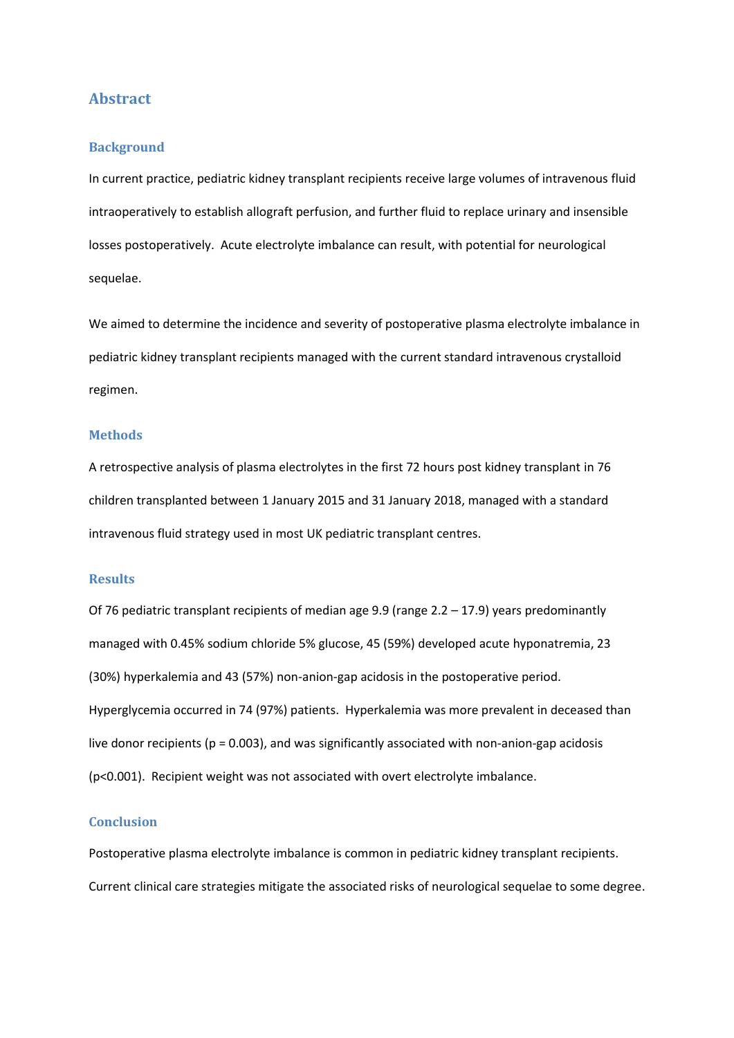## Abstract

### Background

In current practice, pediatric kidney transplant recipients receive large volumes of intravenous fluid intraoperatively to establish allograft perfusion, and further fluid to replace urinary and insensible losses postoperatively. Acute electrolyte imbalance can result, with potential for neurological sequelae.

We aimed to determine the incidence and severity of postoperative plasma electrolyte imbalance in pediatric kidney transplant recipients managed with the current standard intravenous crystalloid regimen.

### Methods

A retrospective analysis of plasma electrolytes in the first 72 hours post kidney transplant in 76 children transplanted between 1 January 2015 and 31 January 2018, managed with a standard intravenous fluid strategy used in most UK pediatric transplant centres.

### Results

Of 76 pediatric transplant recipients of median age 9.9 (range 2.2 – 17.9) years predominantly managed with 0.45% sodium chloride 5% glucose, 45 (59%) developed acute hyponatremia, 23 (30%) hyperkalemia and 43 (57%) non-anion-gap acidosis in the postoperative period. Hyperglycemia occurred in 74 (97%) patients. Hyperkalemia was more prevalent in deceased than live donor recipients ($p = 0.003$), and was significantly associated with non-anion-gap acidosis ($p<0.001$). Recipient weight was not associated with overt electrolyte imbalance.

### Conclusion

Postoperative plasma electrolyte imbalance is common in pediatric kidney transplant recipients. Current clinical care strategies mitigate the associated risks of neurological sequelae to some degree.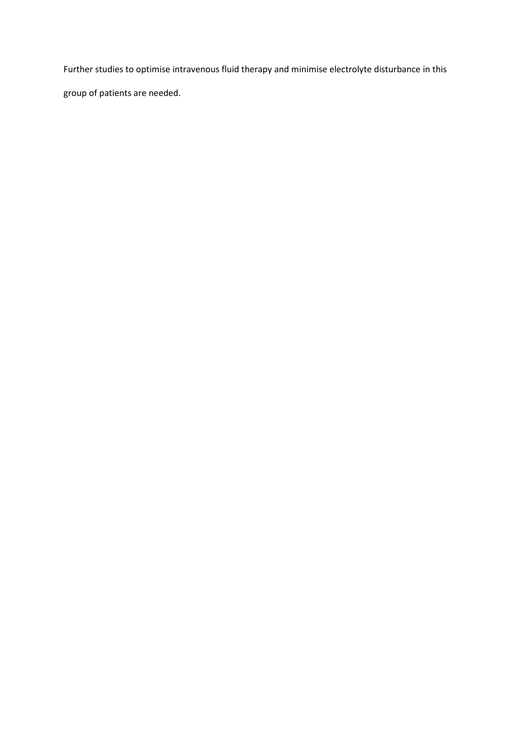Further studies to optimise intravenous fluid therapy and minimise electrolyte disturbance in this group of patients are needed.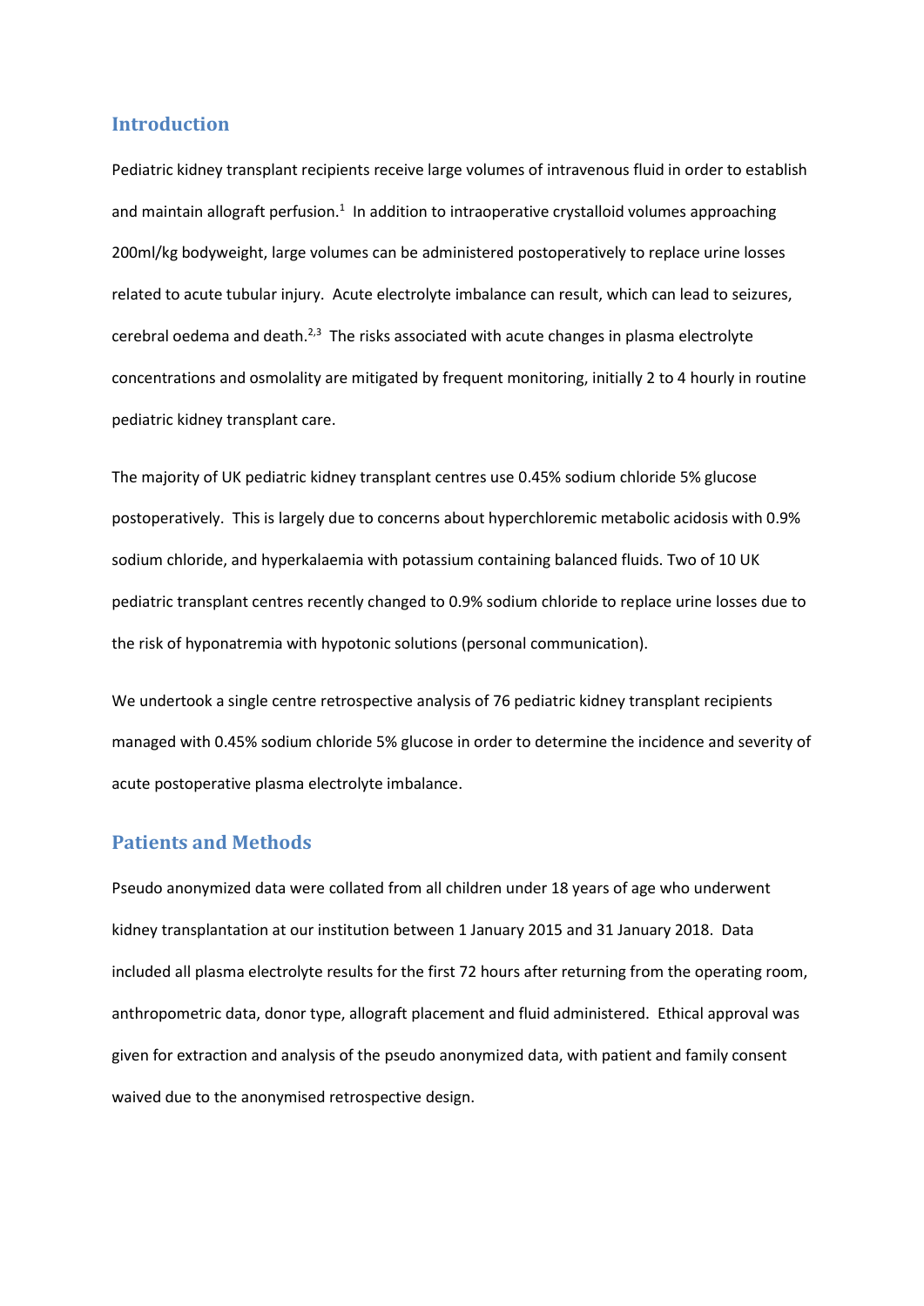## Introduction

Pediatric kidney transplant recipients receive large volumes of intravenous fluid in order to establish and maintain allograft perfusion.[1] In addition to intraoperative crystalloid volumes approaching 200ml/kg bodyweight, large volumes can be administered postoperatively to replace urine losses related to acute tubular injury. Acute electrolyte imbalance can result, which can lead to seizures, cerebral oedema and death.[2,3] The risks associated with acute changes in plasma electrolyte concentrations and osmolality are mitigated by frequent monitoring, initially 2 to 4 hourly in routine pediatric kidney transplant care.

The majority of UK pediatric kidney transplant centres use 0.45% sodium chloride 5% glucose postoperatively. This is largely due to concerns about hyperchloremic metabolic acidosis with 0.9% sodium chloride, and hyperkalaemia with potassium containing balanced fluids. Two of 10 UK pediatric transplant centres recently changed to 0.9% sodium chloride to replace urine losses due to the risk of hyponatremia with hypotonic solutions (personal communication).

We undertook a single centre retrospective analysis of 76 pediatric kidney transplant recipients managed with 0.45% sodium chloride 5% glucose in order to determine the incidence and severity of acute postoperative plasma electrolyte imbalance.

## Patients and Methods

Pseudo anonymized data were collated from all children under 18 years of age who underwent kidney transplantation at our institution between 1 January 2015 and 31 January 2018. Data included all plasma electrolyte results for the first 72 hours after returning from the operating room, anthropometric data, donor type, allograft placement and fluid administered. Ethical approval was given for extraction and analysis of the pseudo anonymized data, with patient and family consent waived due to the anonymised retrospective design.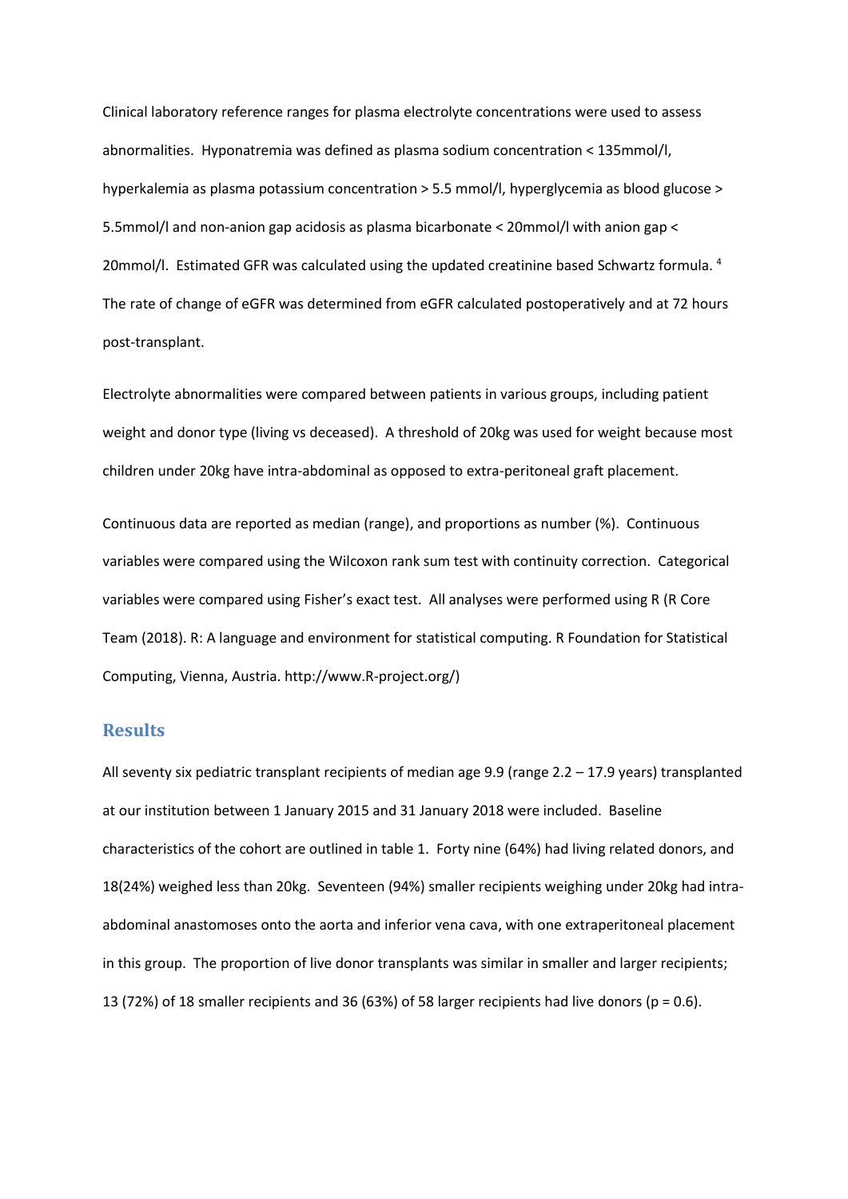Clinical laboratory reference ranges for plasma electrolyte concentrations were used to assess abnormalities. Hyponatremia was defined as plasma sodium concentration < 135mmol/l, hyperkalemia as plasma potassium concentration > 5.5 mmol/l, hyperglycemia as blood glucose > 5.5mmol/l and non-anion gap acidosis as plasma bicarbonate < 20mmol/l with anion gap < 20mmol/l. Estimated GFR was calculated using the updated creatinine based Schwartz formula. [4] The rate of change of eGFR was determined from eGFR calculated postoperatively and at 72 hours post-transplant.

Electrolyte abnormalities were compared between patients in various groups, including patient weight and donor type (living vs deceased). A threshold of 20kg was used for weight because most children under 20kg have intra-abdominal as opposed to extra-peritoneal graft placement.

Continuous data are reported as median (range), and proportions as number (%). Continuous variables were compared using the Wilcoxon rank sum test with continuity correction. Categorical variables were compared using Fisher's exact test. All analyses were performed using R (R Core Team (2018). R: A language and environment for statistical computing. R Foundation for Statistical Computing, Vienna, Austria. http://www.R-project.org/)

## Results

All seventy six pediatric transplant recipients of median age 9.9 (range 2.2 – 17.9 years) transplanted at our institution between 1 January 2015 and 31 January 2018 were included. Baseline characteristics of the cohort are outlined in table 1. Forty nine (64%) had living related donors, and 18(24%) weighed less than 20kg. Seventeen (94%) smaller recipients weighing under 20kg had intra-abdominal anastomoses onto the aorta and inferior vena cava, with one extraperitoneal placement in this group. The proportion of live donor transplants was similar in smaller and larger recipients; 13 (72%) of 18 smaller recipients and 36 (63%) of 58 larger recipients had live donors ($p = 0.6$).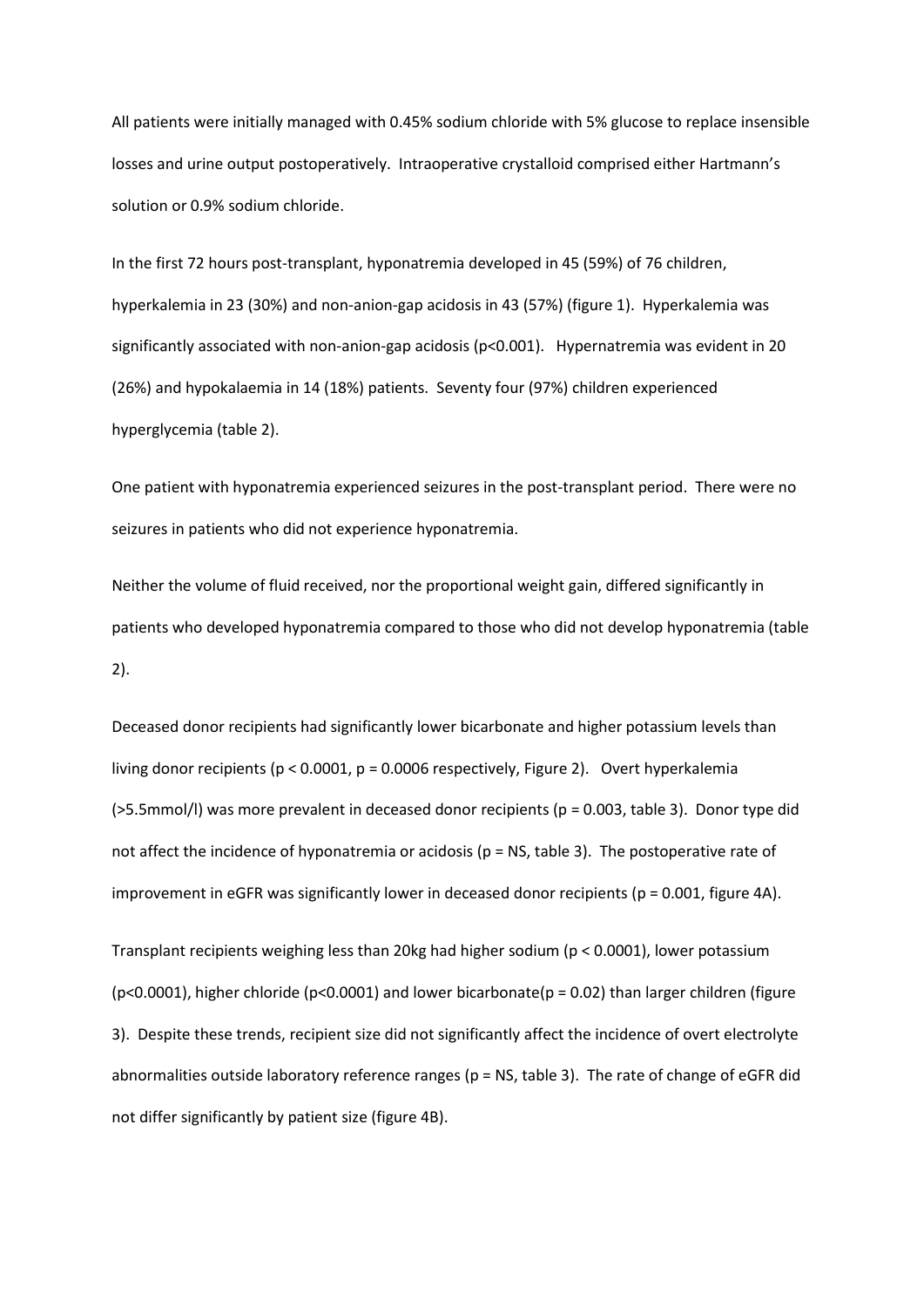All patients were initially managed with 0.45% sodium chloride with 5% glucose to replace insensible losses and urine output postoperatively. Intraoperative crystalloid comprised either Hartmann's solution or 0.9% sodium chloride.

In the first 72 hours post-transplant, hyponatremia developed in 45 (59%) of 76 children, hyperkalemia in 23 (30%) and non-anion-gap acidosis in 43 (57%) (figure 1). Hyperkalemia was significantly associated with non-anion-gap acidosis ($p<0.001$). Hypernatremia was evident in 20 (26%) and hypokalaemia in 14 (18%) patients. Seventy four (97%) children experienced hyperglycemia (table 2).

One patient with hyponatremia experienced seizures in the post-transplant period. There were no seizures in patients who did not experience hyponatremia.

Neither the volume of fluid received, nor the proportional weight gain, differed significantly in patients who developed hyponatremia compared to those who did not develop hyponatremia (table 2).

Deceased donor recipients had significantly lower bicarbonate and higher potassium levels than living donor recipients ($p < 0.0001$, $p = 0.0006$ respectively, Figure 2). Overt hyperkalemia (>5.5mmol/l) was more prevalent in deceased donor recipients ($p = 0.003$, table 3). Donor type did not affect the incidence of hyponatremia or acidosis (p = NS, table 3). The postoperative rate of improvement in eGFR was significantly lower in deceased donor recipients ($p = 0.001$, figure 4A).

Transplant recipients weighing less than 20kg had higher sodium ($p < 0.0001$), lower potassium ($p<0.0001$), higher chloride ($p<0.0001$) and lower bicarbonate($p = 0.02$) than larger children (figure 3). Despite these trends, recipient size did not significantly affect the incidence of overt electrolyte abnormalities outside laboratory reference ranges (p = NS, table 3). The rate of change of eGFR did not differ significantly by patient size (figure 4B).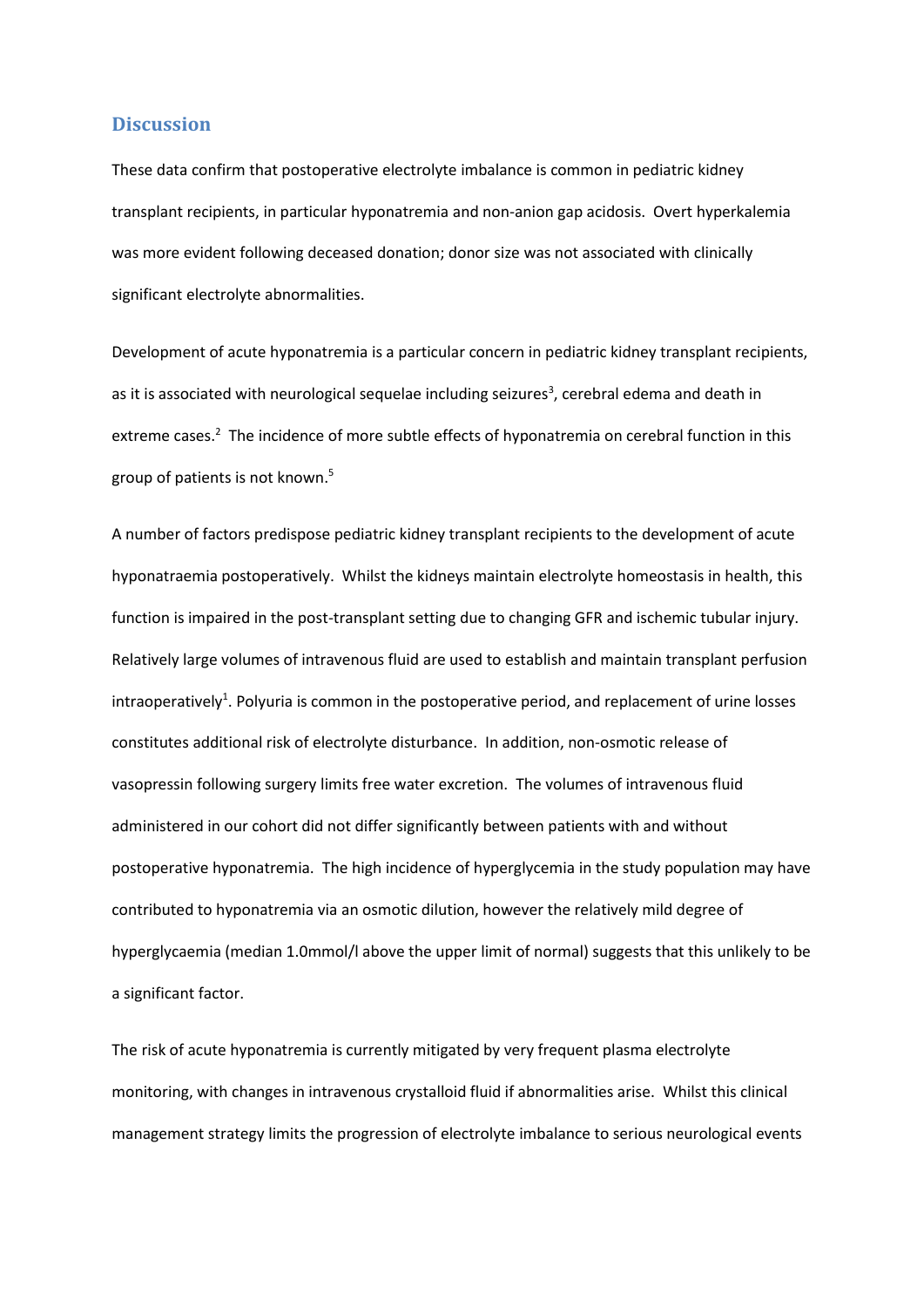## Discussion

These data confirm that postoperative electrolyte imbalance is common in pediatric kidney transplant recipients, in particular hyponatremia and non-anion gap acidosis. Overt hyperkalemia was more evident following deceased donation; donor size was not associated with clinically significant electrolyte abnormalities.

Development of acute hyponatremia is a particular concern in pediatric kidney transplant recipients, as it is associated with neurological sequelae including seizures[3], cerebral edema and death in extreme cases.[2] The incidence of more subtle effects of hyponatremia on cerebral function in this group of patients is not known.[5]

A number of factors predispose pediatric kidney transplant recipients to the development of acute hyponatraemia postoperatively. Whilst the kidneys maintain electrolyte homeostasis in health, this function is impaired in the post-transplant setting due to changing GFR and ischemic tubular injury. Relatively large volumes of intravenous fluid are used to establish and maintain transplant perfusion intraoperatively[1]. Polyuria is common in the postoperative period, and replacement of urine losses constitutes additional risk of electrolyte disturbance. In addition, non-osmotic release of vasopressin following surgery limits free water excretion. The volumes of intravenous fluid administered in our cohort did not differ significantly between patients with and without postoperative hyponatremia. The high incidence of hyperglycemia in the study population may have contributed to hyponatremia via an osmotic dilution, however the relatively mild degree of hyperglycaemia (median 1.0mmol/l above the upper limit of normal) suggests that this unlikely to be a significant factor.

The risk of acute hyponatremia is currently mitigated by very frequent plasma electrolyte monitoring, with changes in intravenous crystalloid fluid if abnormalities arise. Whilst this clinical management strategy limits the progression of electrolyte imbalance to serious neurological events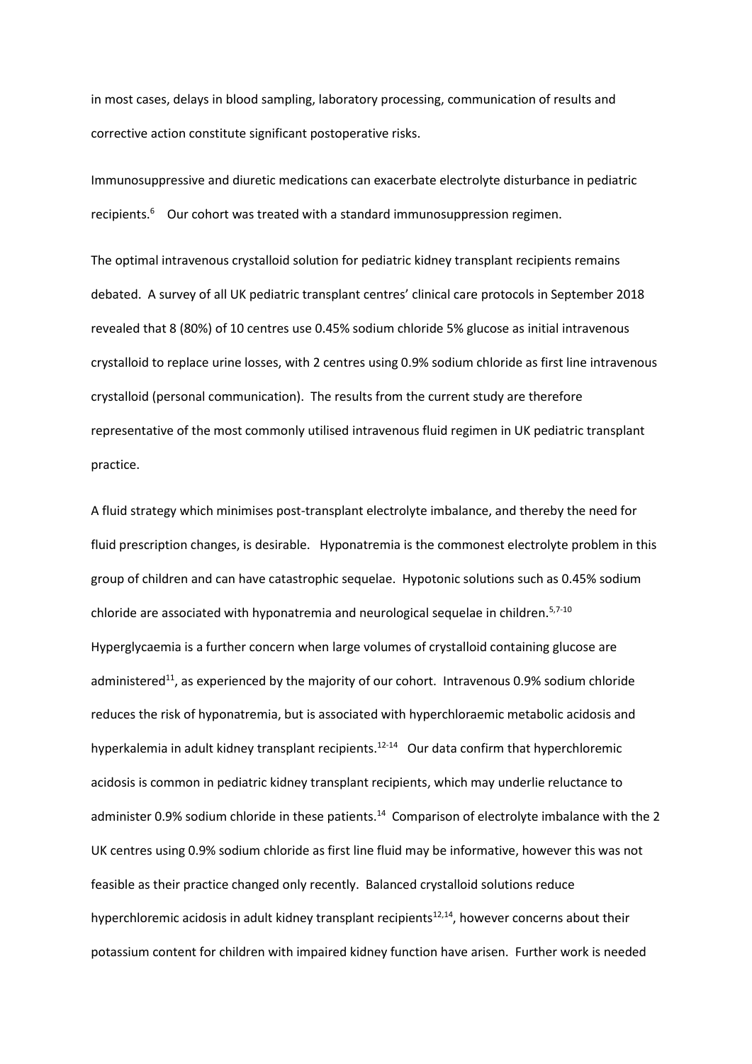in most cases, delays in blood sampling, laboratory processing, communication of results and corrective action constitute significant postoperative risks.

Immunosuppressive and diuretic medications can exacerbate electrolyte disturbance in pediatric recipients.[6] Our cohort was treated with a standard immunosuppression regimen.

The optimal intravenous crystalloid solution for pediatric kidney transplant recipients remains debated. A survey of all UK pediatric transplant centres' clinical care protocols in September 2018 revealed that 8 (80%) of 10 centres use 0.45% sodium chloride 5% glucose as initial intravenous crystalloid to replace urine losses, with 2 centres using 0.9% sodium chloride as first line intravenous crystalloid (personal communication). The results from the current study are therefore representative of the most commonly utilised intravenous fluid regimen in UK pediatric transplant practice.

A fluid strategy which minimises post-transplant electrolyte imbalance, and thereby the need for fluid prescription changes, is desirable. Hyponatremia is the commonest electrolyte problem in this group of children and can have catastrophic sequelae. Hypotonic solutions such as 0.45% sodium chloride are associated with hyponatremia and neurological sequelae in children.[5,7-10] Hyperglycaemia is a further concern when large volumes of crystalloid containing glucose are administered[11], as experienced by the majority of our cohort. Intravenous 0.9% sodium chloride reduces the risk of hyponatremia, but is associated with hyperchloraemic metabolic acidosis and hyperkalemia in adult kidney transplant recipients.[12-14] Our data confirm that hyperchloremic acidosis is common in pediatric kidney transplant recipients, which may underlie reluctance to administer 0.9% sodium chloride in these patients.[14] Comparison of electrolyte imbalance with the 2 UK centres using 0.9% sodium chloride as first line fluid may be informative, however this was not feasible as their practice changed only recently. Balanced crystalloid solutions reduce hyperchloremic acidosis in adult kidney transplant recipients[12,14], however concerns about their potassium content for children with impaired kidney function have arisen. Further work is needed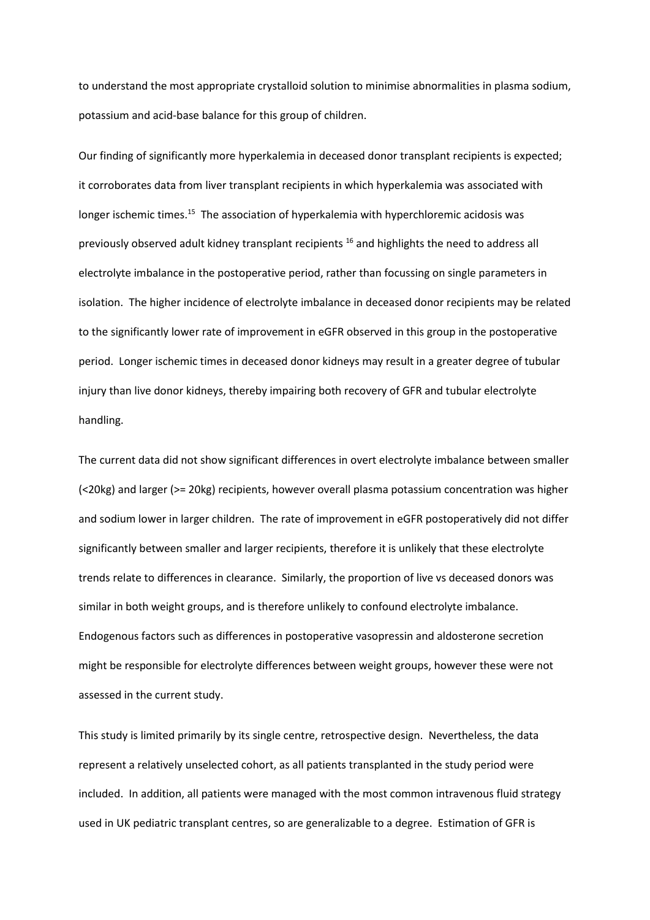to understand the most appropriate crystalloid solution to minimise abnormalities in plasma sodium, potassium and acid-base balance for this group of children.

Our finding of significantly more hyperkalemia in deceased donor transplant recipients is expected; it corroborates data from liver transplant recipients in which hyperkalemia was associated with longer ischemic times.[15] The association of hyperkalemia with hyperchloremic acidosis was previously observed adult kidney transplant recipients [16] and highlights the need to address all electrolyte imbalance in the postoperative period, rather than focussing on single parameters in isolation. The higher incidence of electrolyte imbalance in deceased donor recipients may be related to the significantly lower rate of improvement in eGFR observed in this group in the postoperative period. Longer ischemic times in deceased donor kidneys may result in a greater degree of tubular injury than live donor kidneys, thereby impairing both recovery of GFR and tubular electrolyte handling.

The current data did not show significant differences in overt electrolyte imbalance between smaller (<20kg) and larger (>= 20kg) recipients, however overall plasma potassium concentration was higher and sodium lower in larger children. The rate of improvement in eGFR postoperatively did not differ significantly between smaller and larger recipients, therefore it is unlikely that these electrolyte trends relate to differences in clearance. Similarly, the proportion of live vs deceased donors was similar in both weight groups, and is therefore unlikely to confound electrolyte imbalance. Endogenous factors such as differences in postoperative vasopressin and aldosterone secretion might be responsible for electrolyte differences between weight groups, however these were not assessed in the current study.

This study is limited primarily by its single centre, retrospective design. Nevertheless, the data represent a relatively unselected cohort, as all patients transplanted in the study period were included. In addition, all patients were managed with the most common intravenous fluid strategy used in UK pediatric transplant centres, so are generalizable to a degree. Estimation of GFR is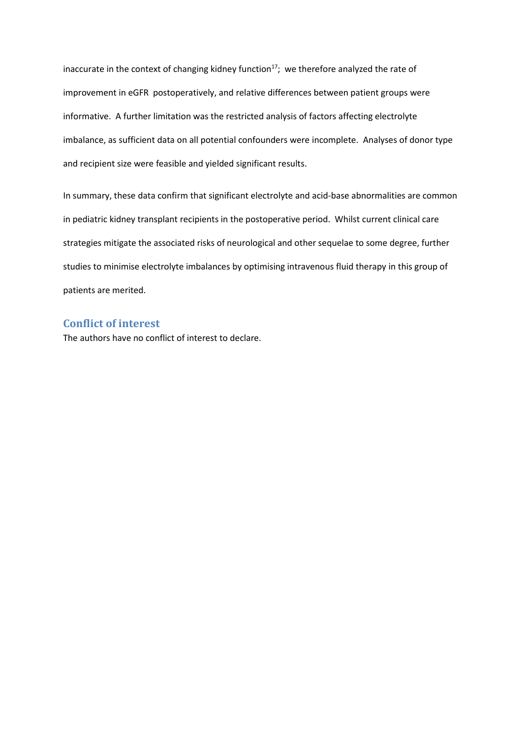inaccurate in the context of changing kidney function[17]; we therefore analyzed the rate of improvement in eGFR postoperatively, and relative differences between patient groups were informative. A further limitation was the restricted analysis of factors affecting electrolyte imbalance, as sufficient data on all potential confounders were incomplete. Analyses of donor type and recipient size were feasible and yielded significant results.

In summary, these data confirm that significant electrolyte and acid-base abnormalities are common in pediatric kidney transplant recipients in the postoperative period. Whilst current clinical care strategies mitigate the associated risks of neurological and other sequelae to some degree, further studies to minimise electrolyte imbalances by optimising intravenous fluid therapy in this group of patients are merited.

## Conflict of interest

The authors have no conflict of interest to declare.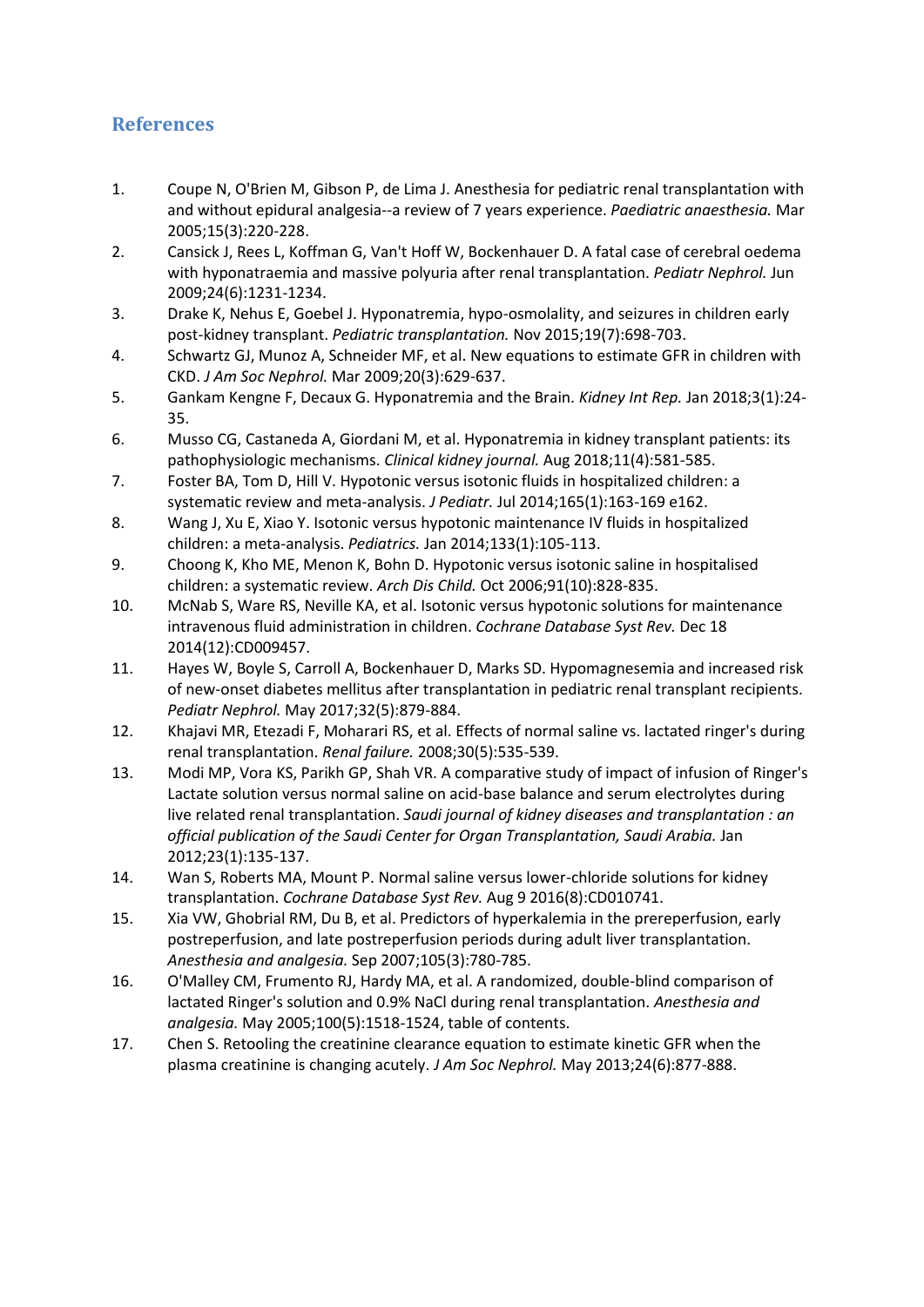## References

1. Coupe N, O'Brien M, Gibson P, de Lima J. Anesthesia for pediatric renal transplantation with and without epidural analgesia--a review of 7 years experience. *Paediatric anaesthesia.* Mar 2005;15(3):220-228.
2. Cansick J, Rees L, Koffman G, Van't Hoff W, Bockenhauer D. A fatal case of cerebral oedema with hyponatraemia and massive polyuria after renal transplantation. *Pediatr Nephrol.* Jun 2009;24(6):1231-1234.
3. Drake K, Nehus E, Goebel J. Hyponatremia, hypo-osmolality, and seizures in children early post-kidney transplant. *Pediatric transplantation.* Nov 2015;19(7):698-703.
4. Schwartz GJ, Munoz A, Schneider MF, et al. New equations to estimate GFR in children with CKD. *J Am Soc Nephrol.* Mar 2009;20(3):629-637.
5. Gankam Kengne F, Decaux G. Hyponatremia and the Brain. *Kidney Int Rep.* Jan 2018;3(1):24-35.
6. Musso CG, Castaneda A, Giordani M, et al. Hyponatremia in kidney transplant patients: its pathophysiologic mechanisms. *Clinical kidney journal.* Aug 2018;11(4):581-585.
7. Foster BA, Tom D, Hill V. Hypotonic versus isotonic fluids in hospitalized children: a systematic review and meta-analysis. *J Pediatr.* Jul 2014;165(1):163-169 e162.
8. Wang J, Xu E, Xiao Y. Isotonic versus hypotonic maintenance IV fluids in hospitalized children: a meta-analysis. *Pediatrics.* Jan 2014;133(1):105-113.
9. Choong K, Kho ME, Menon K, Bohn D. Hypotonic versus isotonic saline in hospitalised children: a systematic review. *Arch Dis Child.* Oct 2006;91(10):828-835.
10. McNab S, Ware RS, Neville KA, et al. Isotonic versus hypotonic solutions for maintenance intravenous fluid administration in children. *Cochrane Database Syst Rev.* Dec 18 2014(12):CD009457.
11. Hayes W, Boyle S, Carroll A, Bockenhauer D, Marks SD. Hypomagnesemia and increased risk of new-onset diabetes mellitus after transplantation in pediatric renal transplant recipients. *Pediatr Nephrol.* May 2017;32(5):879-884.
12. Khajavi MR, Etezadi F, Moharari RS, et al. Effects of normal saline vs. lactated ringer's during renal transplantation. *Renal failure.* 2008;30(5):535-539.
13. Modi MP, Vora KS, Parikh GP, Shah VR. A comparative study of impact of infusion of Ringer's Lactate solution versus normal saline on acid-base balance and serum electrolytes during live related renal transplantation. *Saudi journal of kidney diseases and transplantation : an official publication of the Saudi Center for Organ Transplantation, Saudi Arabia.* Jan 2012;23(1):135-137.
14. Wan S, Roberts MA, Mount P. Normal saline versus lower-chloride solutions for kidney transplantation. *Cochrane Database Syst Rev.* Aug 9 2016(8):CD010741.
15. Xia VW, Ghobrial RM, Du B, et al. Predictors of hyperkalemia in the prereperfusion, early postreperfusion, and late postreperfusion periods during adult liver transplantation. *Anesthesia and analgesia.* Sep 2007;105(3):780-785.
16. O'Malley CM, Frumento RJ, Hardy MA, et al. A randomized, double-blind comparison of lactated Ringer's solution and 0.9% NaCl during renal transplantation. *Anesthesia and analgesia.* May 2005;100(5):1518-1524, table of contents.
17. Chen S. Retooling the creatinine clearance equation to estimate kinetic GFR when the plasma creatinine is changing acutely. *J Am Soc Nephrol.* May 2013;24(6):877-888.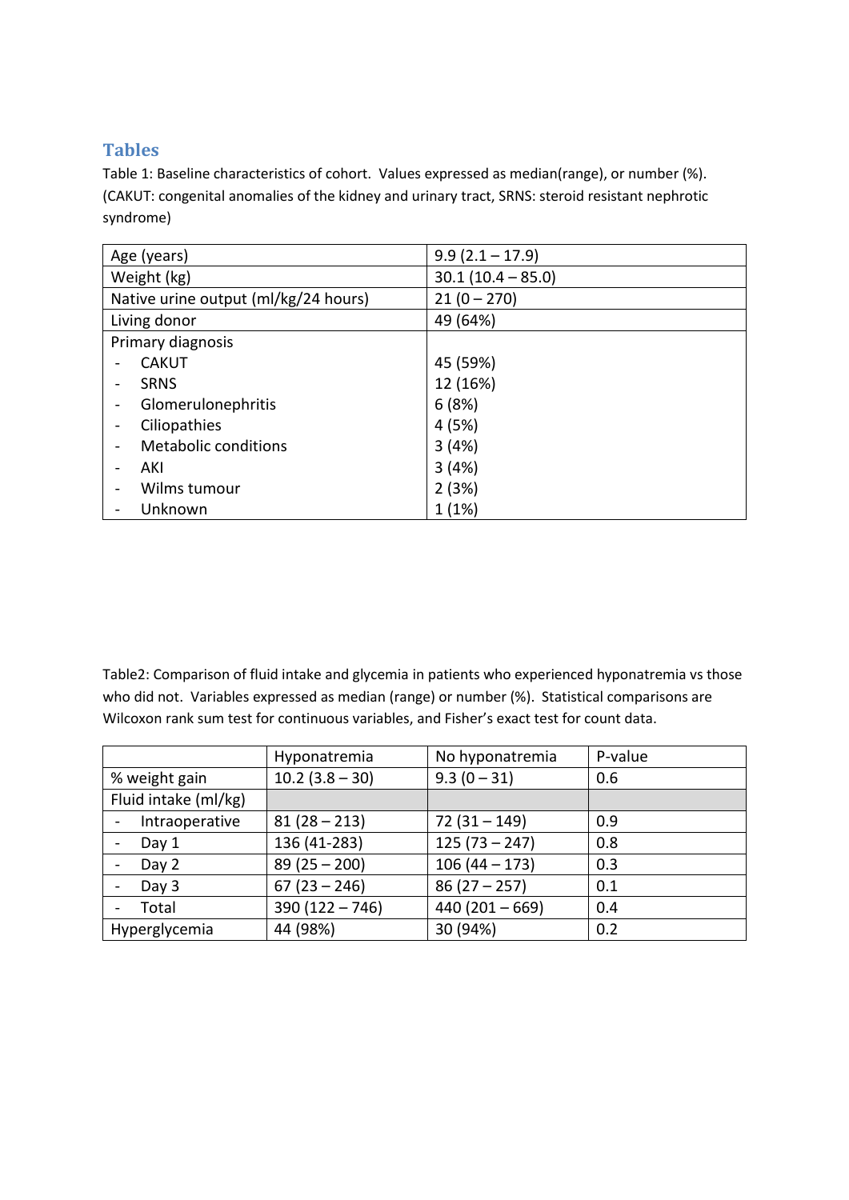## Tables

Table 1: Baseline characteristics of cohort. Values expressed as median(range), or number (%). (CAKUT: congenital anomalies of the kidney and urinary tract, SRNS: steroid resistant nephrotic syndrome)

| | |
|---|---|
| Age (years) | 9.9 (2.1 – 17.9) |
| Weight (kg) | 30.1 (10.4 – 85.0) |
| Native urine output (ml/kg/24 hours) | 21 (0 – 270) |
| Living donor | 49 (64%) |
| Primary diagnosis | |
| - CAKUT | 45 (59%) |
| - SRNS | 12 (16%) |
| - Glomerulonephritis | 6 (8%) |
| - Ciliopathies | 4 (5%) |
| - Metabolic conditions | 3 (4%) |
| - AKI | 3 (4%) |
| - Wilms tumour | 2 (3%) |
| - Unknown | 1 (1%) |

Table2: Comparison of fluid intake and glycemia in patients who experienced hyponatremia vs those who did not. Variables expressed as median (range) or number (%). Statistical comparisons are Wilcoxon rank sum test for continuous variables, and Fisher's exact test for count data.

| | Hyponatremia | No hyponatremia | P-value |
|---|---|---|---|
| % weight gain | 10.2 (3.8 – 30) | 9.3 (0 – 31) | 0.6 |
| Fluid intake (ml/kg) | | | |
| - Intraoperative | 81 (28 – 213) | 72 (31 – 149) | 0.9 |
| - Day 1 | 136 (41-283) | 125 (73 – 247) | 0.8 |
| - Day 2 | 89 (25 – 200) | 106 (44 – 173) | 0.3 |
| - Day 3 | 67 (23 – 246) | 86 (27 – 257) | 0.1 |
| - Total | 390 (122 – 746) | 440 (201 – 669) | 0.4 |
| Hyperglycemia | 44 (98%) | 30 (94%) | 0.2 |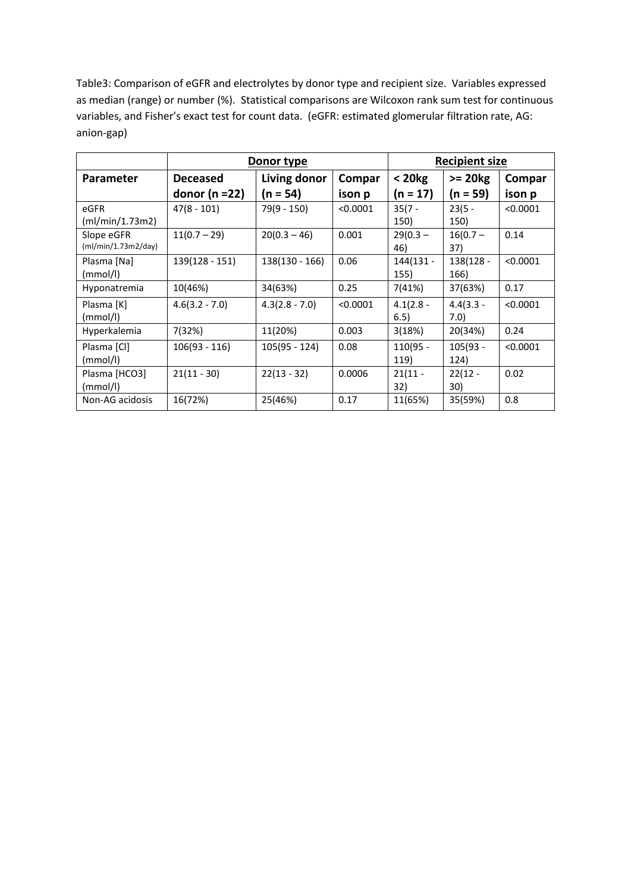Table3: Comparison of eGFR and electrolytes by donor type and recipient size. Variables expressed as median (range) or number (%). Statistical comparisons are Wilcoxon rank sum test for continuous variables, and Fisher's exact test for count data. (eGFR: estimated glomerular filtration rate, AG: anion-gap)

| | **Donor type** | | | **Recipient size** | | |
|---|---|---|---|---|---|---|
| **Parameter** | **Deceased donor (n =22)** | **Living donor (n = 54)** | **Comparison p** | **< 20kg (n = 17)** | **>= 20kg (n = 59)** | **Comparison p** |
| eGFR (ml/min/1.73m2) | 47(8 - 101) | 79(9 - 150) | <0.0001 | 35(7 - 150) | 23(5 - 150) | <0.0001 |
| Slope eGFR (ml/min/1.73m2/day) | 11(0.7 – 29) | 20(0.3 – 46) | 0.001 | 29(0.3 – 46) | 16(0.7 – 37) | 0.14 |
| Plasma [Na] (mmol/l) | 139(128 - 151) | 138(130 - 166) | 0.06 | 144(131 - 155) | 138(128 - 166) | <0.0001 |
| Hyponatremia | 10(46%) | 34(63%) | 0.25 | 7(41%) | 37(63%) | 0.17 |
| Plasma [K] (mmol/l) | 4.6(3.2 - 7.0) | 4.3(2.8 - 7.0) | <0.0001 | 4.1(2.8 - 6.5) | 4.4(3.3 - 7.0) | <0.0001 |
| Hyperkalemia | 7(32%) | 11(20%) | 0.003 | 3(18%) | 20(34%) | 0.24 |
| Plasma [Cl] (mmol/l) | 106(93 - 116) | 105(95 - 124) | 0.08 | 110(95 - 119) | 105(93 - 124) | <0.0001 |
| Plasma [HCO3] (mmol/l) | 21(11 - 30) | 22(13 - 32) | 0.0006 | 21(11 - 32) | 22(12 - 30) | 0.02 |
| Non-AG acidosis | 16(72%) | 25(46%) | 0.17 | 11(65%) | 35(59%) | 0.8 |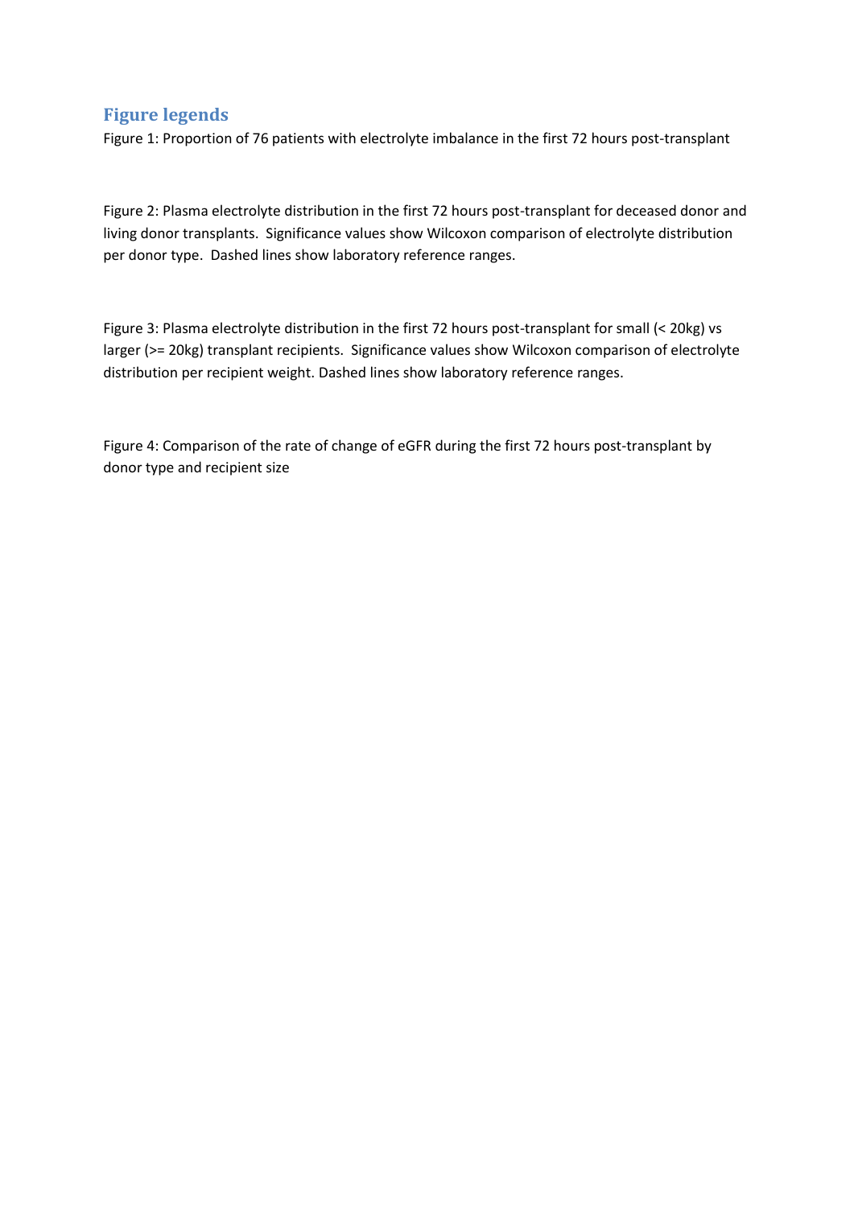## Figure legends

Figure 1: Proportion of 76 patients with electrolyte imbalance in the first 72 hours post-transplant

Figure 2: Plasma electrolyte distribution in the first 72 hours post-transplant for deceased donor and living donor transplants. Significance values show Wilcoxon comparison of electrolyte distribution per donor type. Dashed lines show laboratory reference ranges.

Figure 3: Plasma electrolyte distribution in the first 72 hours post-transplant for small (< 20kg) vs larger (>= 20kg) transplant recipients. Significance values show Wilcoxon comparison of electrolyte distribution per recipient weight. Dashed lines show laboratory reference ranges.

Figure 4: Comparison of the rate of change of eGFR during the first 72 hours post-transplant by donor type and recipient size